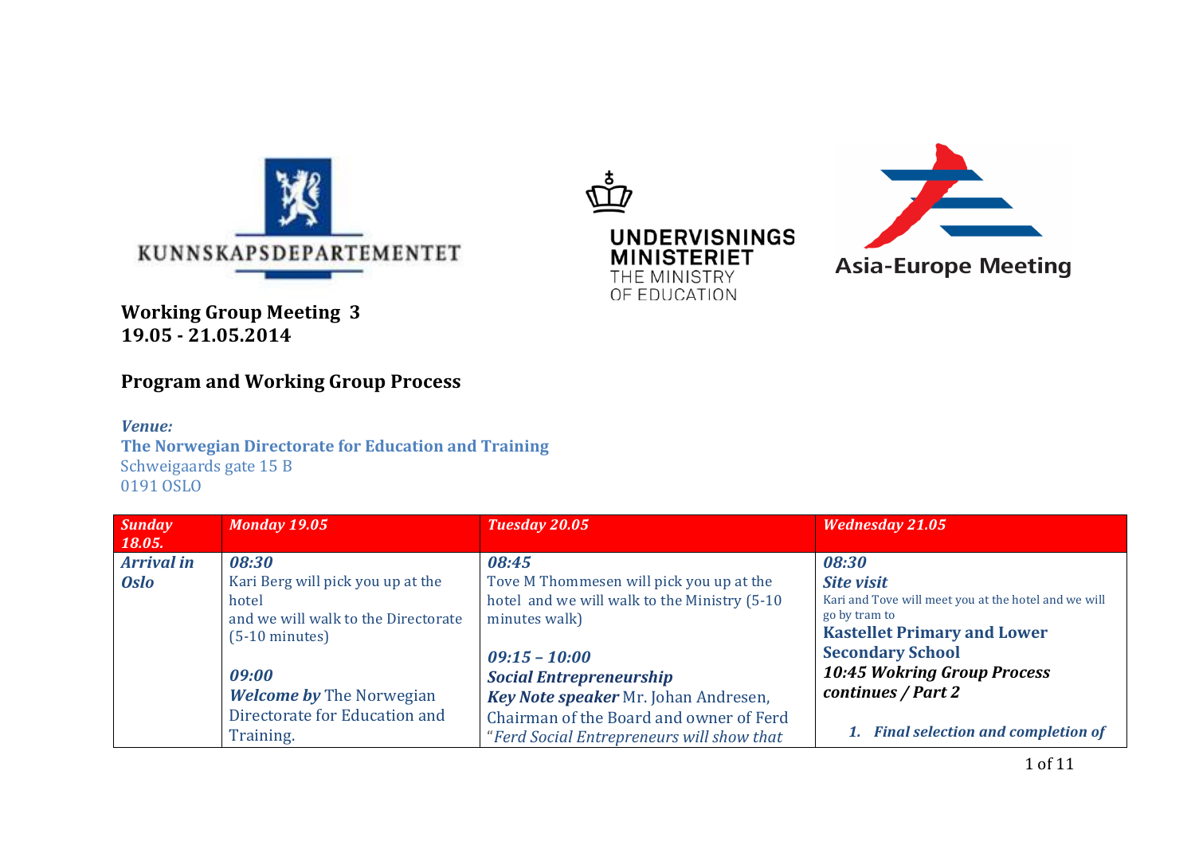KUNNSKAPSDEPARTEMENTET

UNDERVISNINGS MINISTERIET
THE MINISTRY OF EDUCATION

Asia-Europe Meeting

## Working Group Meeting 3
## 19.05 - 21.05.2014

## Program and Working Group Process

***Venue:***
**The Norwegian Directorate for Education and Training**
Schweigaards gate 15 B
0191 OSLO

| ***Sunday 18.05.*** | ***Monday 19.05*** | ***Tuesday 20.05*** | ***Wednesday 21.05*** |
|---|---|---|---|
| ***Arrival in Oslo*** | ***08:30***<br>Kari Berg will pick you up at the hotel and we will walk to the Directorate (5-10 minutes)<br><br>***09:00***<br>***Welcome by*** The Norwegian Directorate for Education and Training. | ***08:45***<br>Tove M Thommesen will pick you up at the hotel and we will walk to the Ministry (5-10 minutes walk)<br><br>***09:15 – 10:00***<br>***Social Entrepreneurship***<br>***Key Note speaker*** Mr. Johan Andresen, Chairman of the Board and owner of Ferd "*Ferd Social Entrepreneurs will show that* | ***08:30***<br>***Site visit***<br>Kari and Tove will meet you at the hotel and we will go by tram to<br>**Kastellet Primary and Lower Secondary School**<br>***10:45 Wokring Group Process continues / Part 2***<br><br>1. ***Final selection and completion of*** |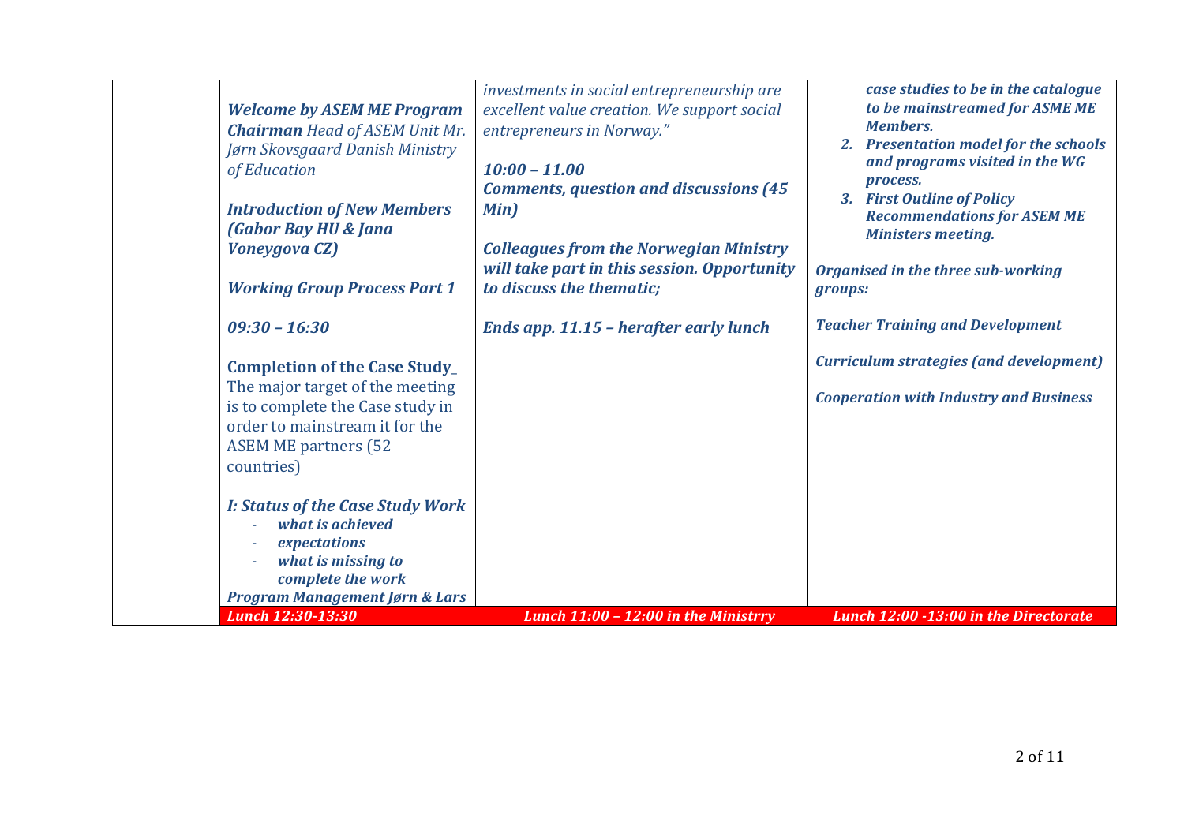| | | | |
|---|---|---|---|
| | ***Welcome by ASEM ME Program Chairman*** *Head of ASEM Unit Mr. Jørn Skovsgaard Danish Ministry of Education*<br><br>***Introduction of New Members (Gabor Bay HU & Jana Voneygova CZ)***<br><br>***Working Group Process Part 1***<br><br>***09:30 – 16:30***<br><br>**Completion of the Case Study_**<br>The major target of the meeting is to complete the Case study in order to mainstream it for the ASEM ME partners (52 countries)<br><br>***I: Status of the Case Study Work***<br>- ***what is achieved***<br>- ***expectations***<br>- ***what is missing to complete the work***<br><br>***Program Management Jørn & Lars*** | *investments in social entrepreneurship are excellent value creation. We support social entrepreneurs in Norway."*<br><br>***10:00 – 11.00***<br>***Comments, question and discussions (45 Min)***<br><br>***Colleagues from the Norwegian Ministry will take part in this session. Opportunity to discuss the thematic;***<br><br>***Ends app. 11.15 – herafter early lunch*** | ***case studies to be in the catalogue to be mainstreamed for ASME ME Members.***<br>2. ***Presentation model for the schools and programs visited in the WG process.***<br>3. ***First Outline of Policy Recommendations for ASEM ME Ministers meeting.***<br><br>***Organised in the three sub-working groups:***<br><br>***Teacher Training and Development***<br><br>***Curriculum strategies (and development)***<br><br>***Cooperation with Industry and Business*** |
| | ***Lunch 12:30-13:30*** | ***Lunch 11:00 – 12:00 in the Ministrry*** | ***Lunch 12:00 -13:00 in the Directorate*** |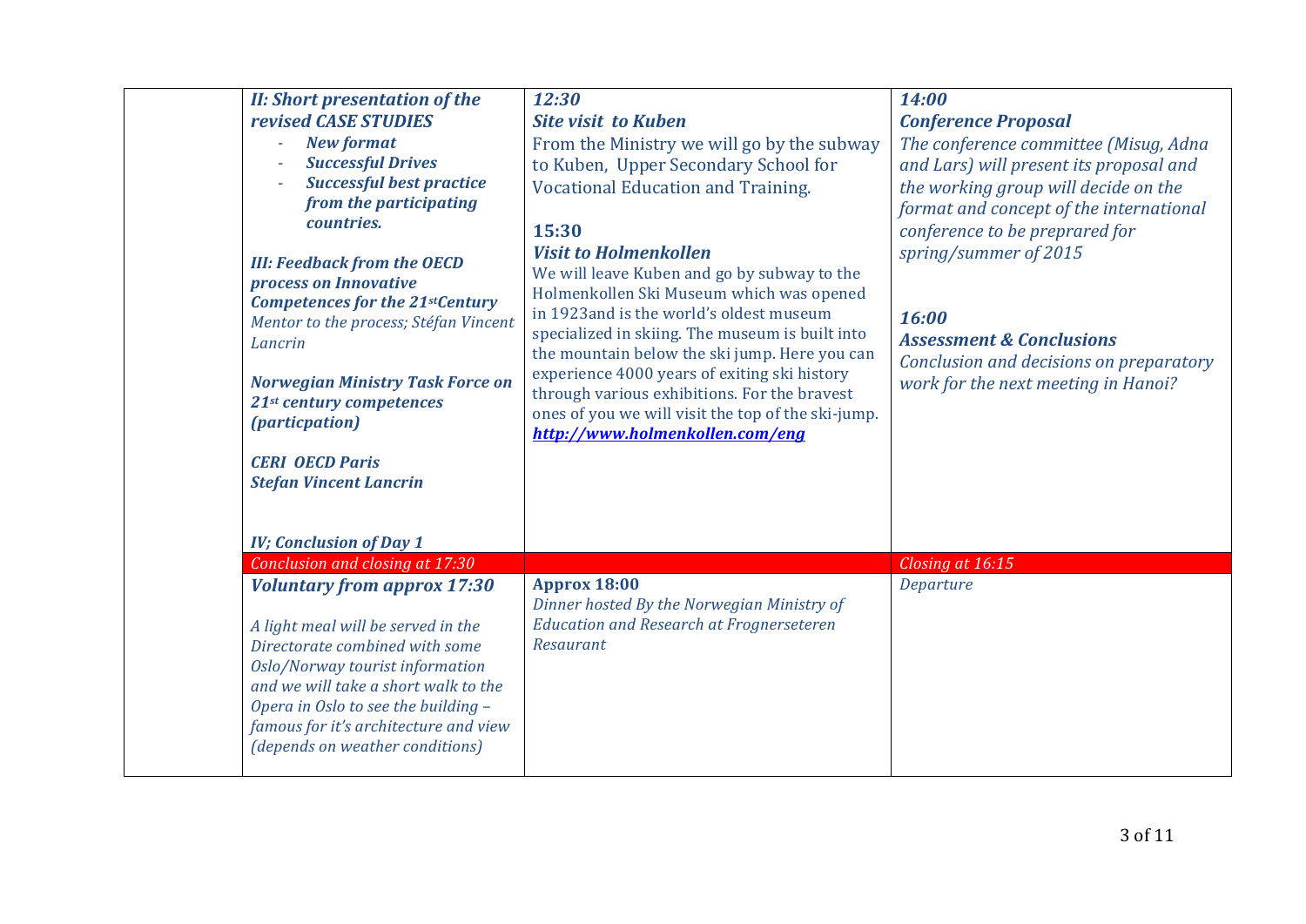| | | | |
|---|---|---|---|
| | ***II: Short presentation of the revised CASE STUDIES***<br>- ***New format***<br>- ***Successful Drives***<br>- ***Successful best practice from the participating countries.***<br><br>***III: Feedback from the OECD process on Innovative Competences for the 21stCentury***<br>*Mentor to the process; Stéfan Vincent Lancrin*<br><br>***Norwegian Ministry Task Force on 21st century competences (particpation)***<br><br>***CERI OECD Paris***<br>***Stefan Vincent Lancrin***<br><br>***IV; Conclusion of Day 1*** | ***12:30***<br>***Site visit to Kuben***<br>From the Ministry we will go by the subway to Kuben, Upper Secondary School for Vocational Education and Training.<br><br>**15:30**<br>***Visit to Holmenkollen***<br>We will leave Kuben and go by subway to the Holmenkollen Ski Museum which was opened in 1923and is the world's oldest museum specialized in skiing. The museum is built into the mountain below the ski jump. Here you can experience 4000 years of exiting ski history through various exhibitions. For the bravest ones of you we will visit the top of the ski-jump.<br>***[http://www.holmenkollen.com/eng](http://www.holmenkollen.com/eng)*** | ***14:00***<br>***Conference Proposal***<br>*The conference committee (Misug, Adna and Lars) will present its proposal and the working group will decide on the format and concept of the international conference to be preprared for spring/summer of 2015*<br><br>***16:00***<br>***Assessment & Conclusions***<br>*Conclusion and decisions on preparatory work for the next meeting in Hanoi?* |
| | *Conclusion and closing at 17:30* | | *Closing at 16:15* |
| | ***Voluntary from approx 17:30***<br><br>*A light meal will be served in the Directorate combined with some Oslo/Norway tourist information and we will take a short walk to the Opera in Oslo to see the building – famous for it's architecture and view (depends on weather conditions)* | **Approx 18:00**<br>*Dinner hosted By the Norwegian Ministry of Education and Research at Frognerseteren Resaurant* | *Departure* |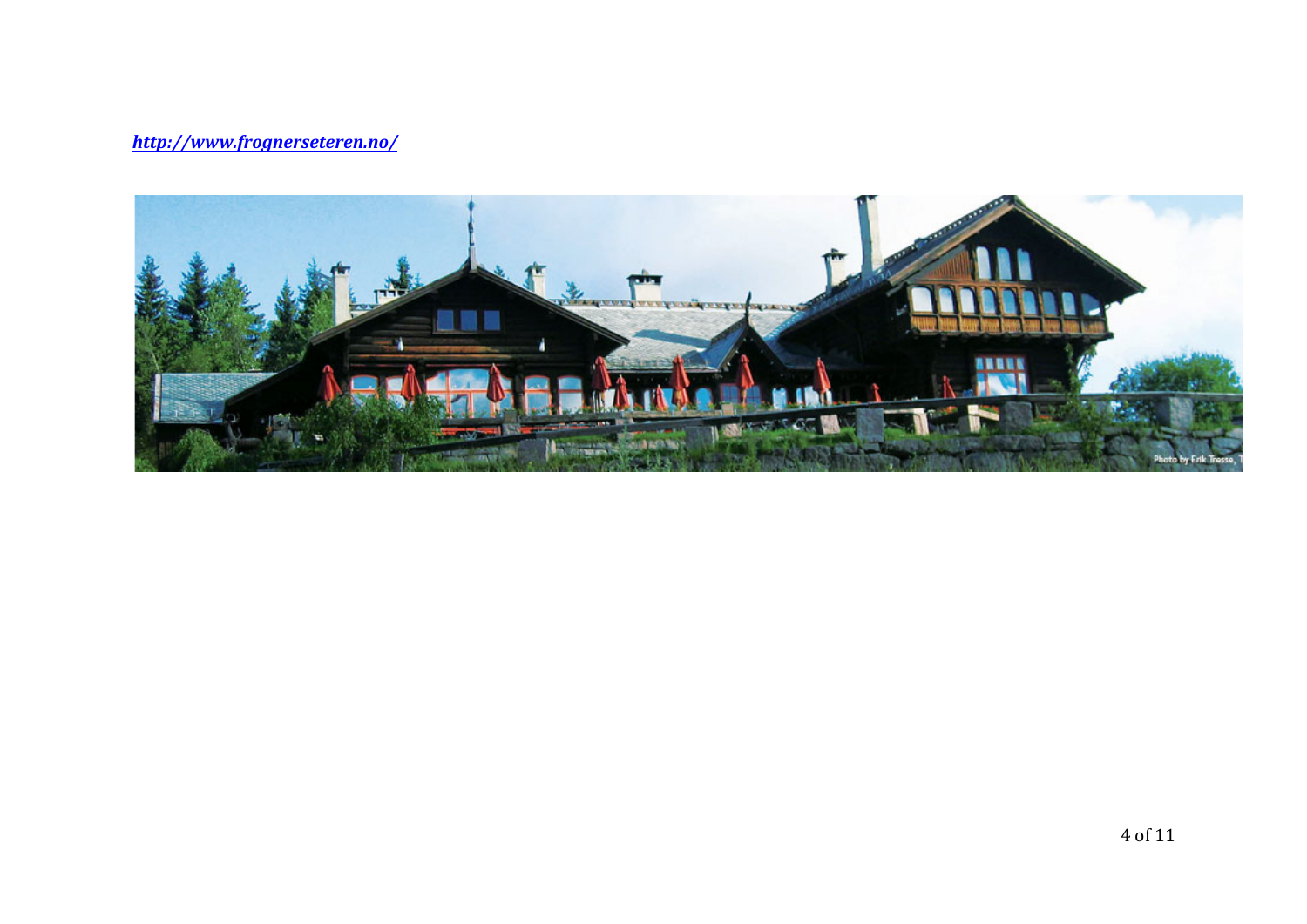***http://www.frognerseteren.no/***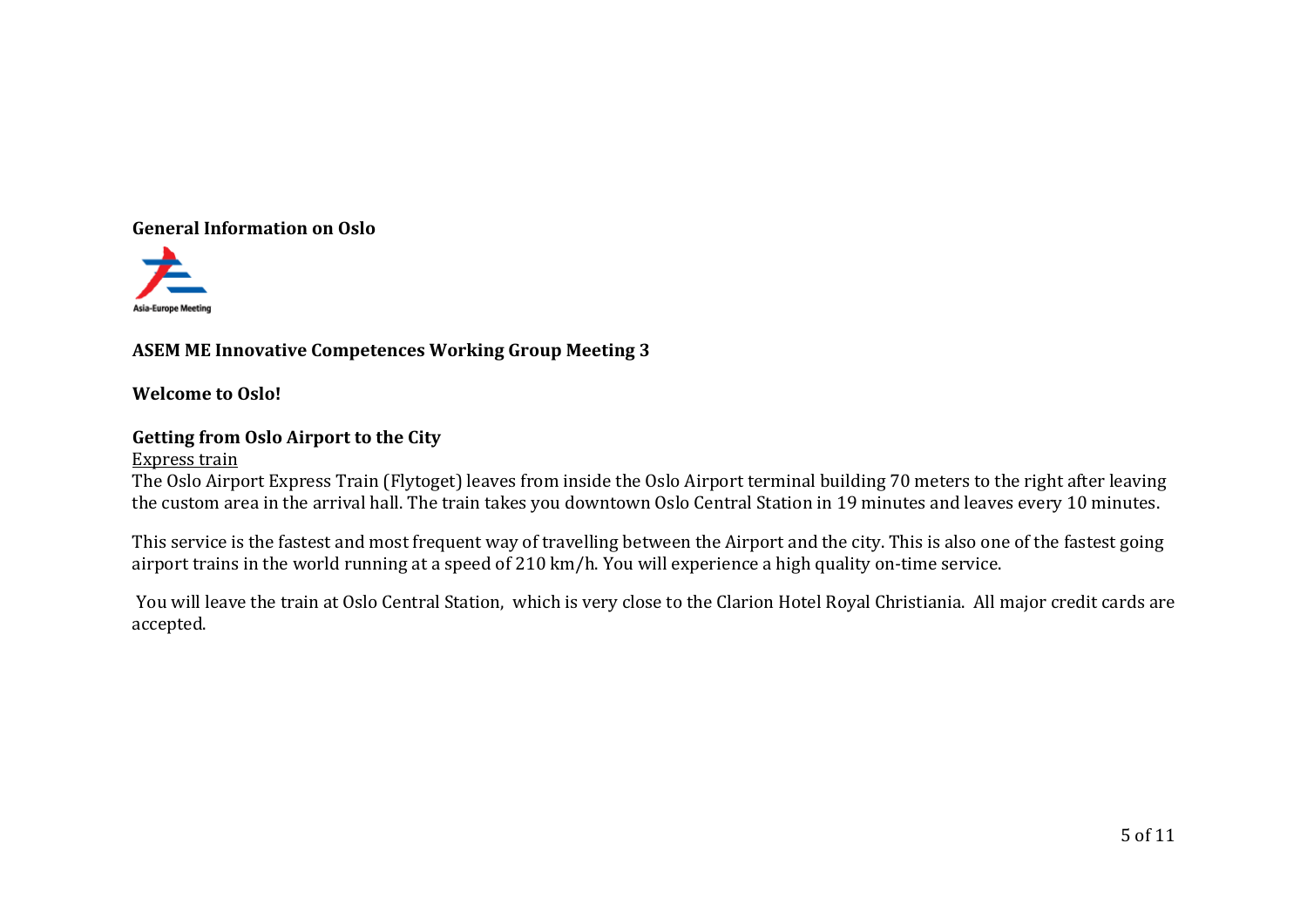**General Information on Oslo**

Asia-Europe Meeting

**ASEM ME Innovative Competences Working Group Meeting 3**

**Welcome to Oslo!**

**Getting from Oslo Airport to the City**

Express train

The Oslo Airport Express Train (Flytoget) leaves from inside the Oslo Airport terminal building 70 meters to the right after leaving the custom area in the arrival hall. The train takes you downtown Oslo Central Station in 19 minutes and leaves every 10 minutes.

This service is the fastest and most frequent way of travelling between the Airport and the city. This is also one of the fastest going airport trains in the world running at a speed of 210 km/h. You will experience a high quality on-time service.

You will leave the train at Oslo Central Station, which is very close to the Clarion Hotel Royal Christiania. All major credit cards are accepted.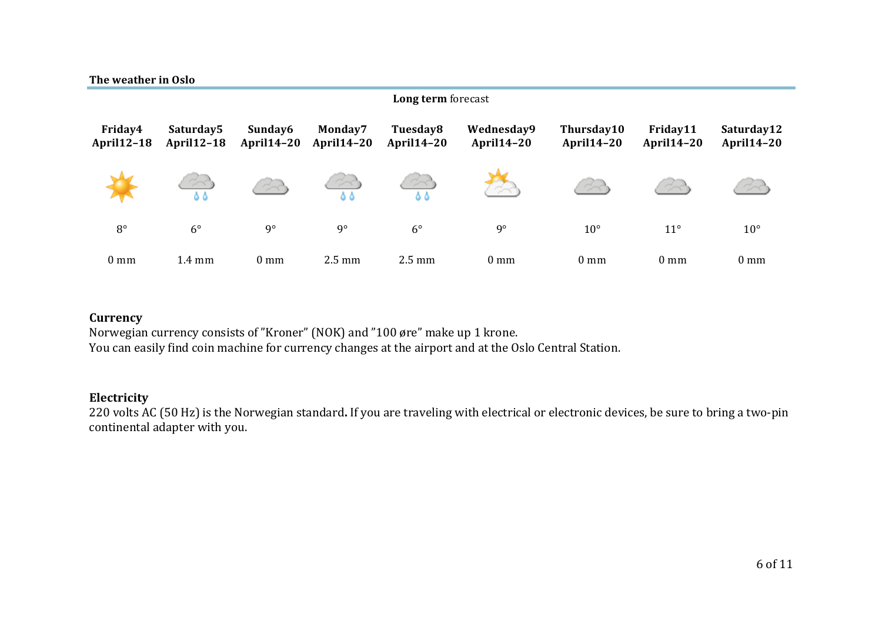**The weather in Oslo**

**Long term** forecast

| Friday4 April12–18 | Saturday5 April12–18 | Sunday6 April14–20 | Monday7 April14–20 | Tuesday8 April14–20 | Wednesday9 April14–20 | Thursday10 April14–20 | Friday11 April14–20 | Saturday12 April14–20 |
|---|---|---|---|---|---|---|---|---|
| 8° | 6° | 9° | 9° | 6° | 9° | 10° | 11° | 10° |
| 0 mm | 1.4 mm | 0 mm | 2.5 mm | 2.5 mm | 0 mm | 0 mm | 0 mm | 0 mm |

## Currency

Norwegian currency consists of "Kroner" (NOK) and "100 øre" make up 1 krone.
You can easily find coin machine for currency changes at the airport and at the Oslo Central Station.

## Electricity

220 volts AC (50 Hz) is the Norwegian standard**.** If you are traveling with electrical or electronic devices, be sure to bring a two-pin continental adapter with you.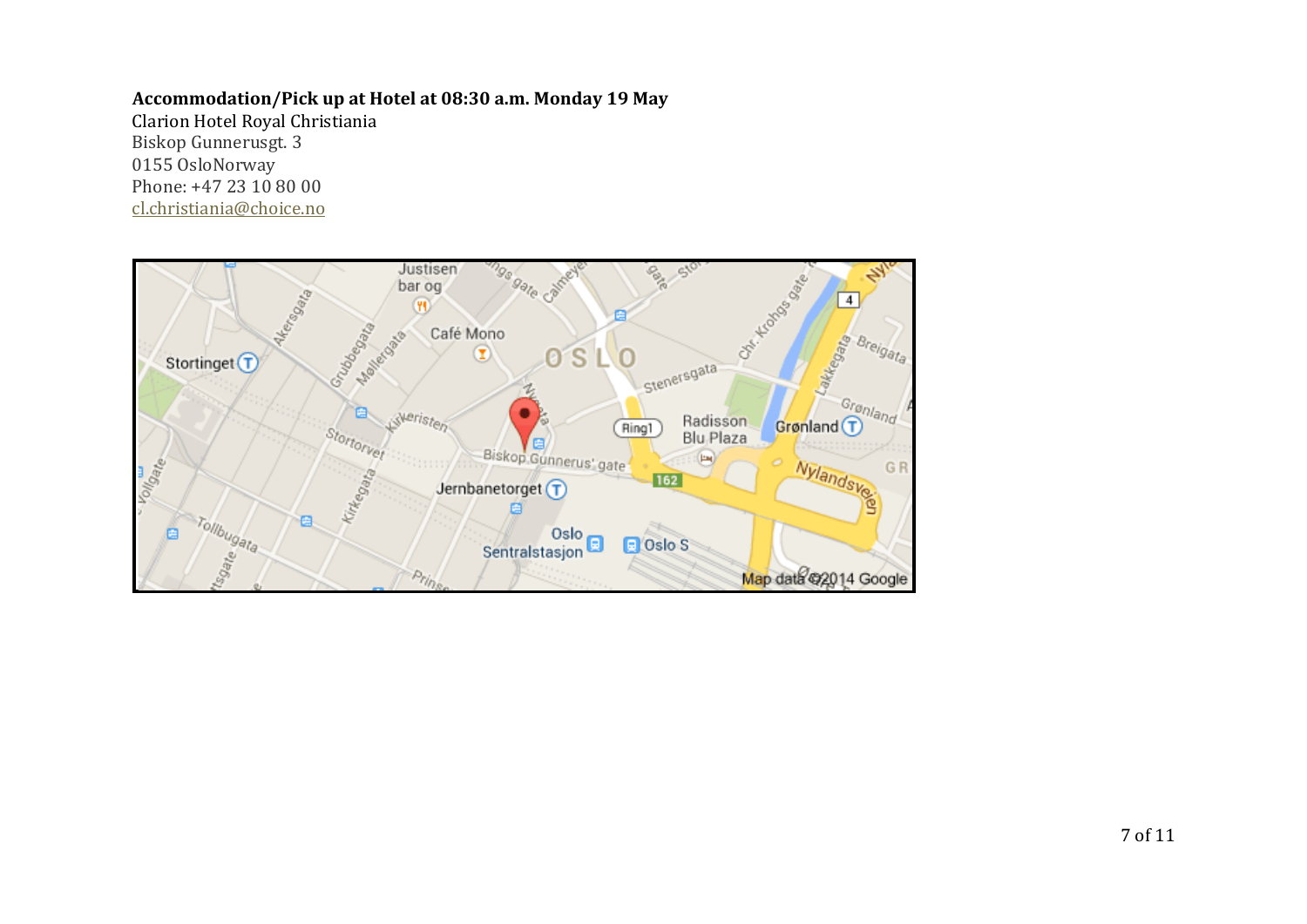**Accommodation/Pick up at Hotel at 08:30 a.m. Monday 19 May**

Clarion Hotel Royal Christiania
Biskop Gunnerusgt. 3
0155 OsloNorway
Phone: +47 23 10 80 00
cl.christiania@choice.no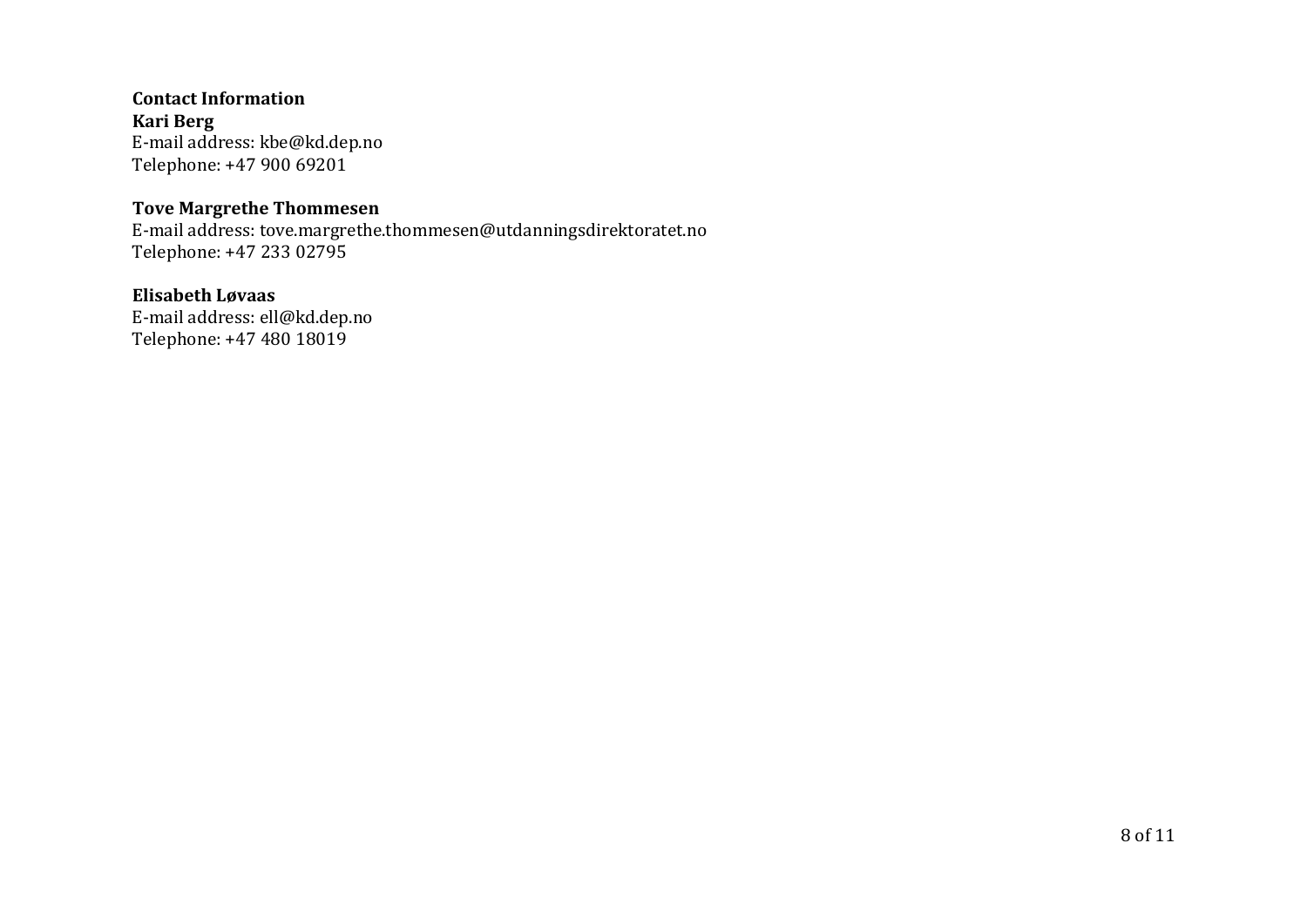**Contact Information**

**Kari Berg**
E-mail address: kbe@kd.dep.no
Telephone: +47 900 69201

**Tove Margrethe Thommesen**
E-mail address: tove.margrethe.thommesen@utdanningsdirektoratet.no
Telephone: +47 233 02795

**Elisabeth Løvaas**
E-mail address: ell@kd.dep.no
Telephone: +47 480 18019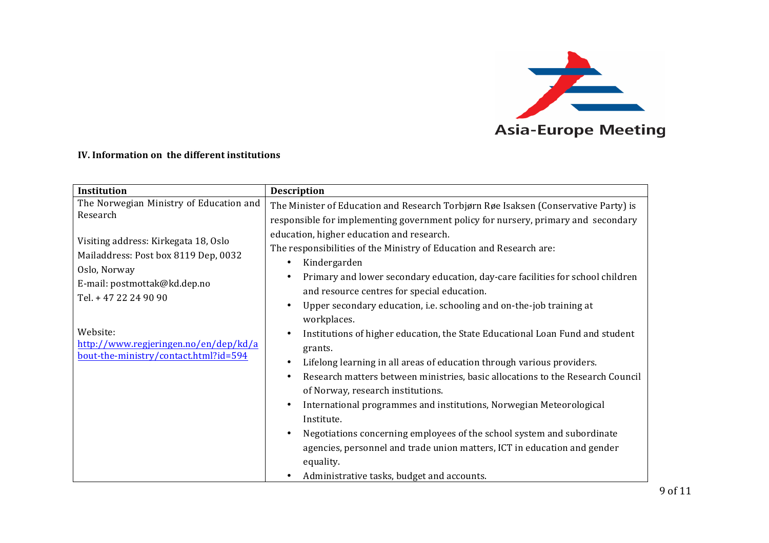### IV. Information on the different institutions

| Institution | Description |
|---|---|
| The Norwegian Ministry of Education and Research<br><br>Visiting address: Kirkegata 18, Oslo<br>Mailaddress: Post box 8119 Dep, 0032 Oslo, Norway<br>E-mail: postmottak@kd.dep.no<br>Tel. + 47 22 24 90 90<br><br>Website:<br>http://www.regjeringen.no/en/dep/kd/about-the-ministry/contact.html?id=594 | The Minister of Education and Research Torbjørn Røe Isaksen (Conservative Party) is responsible for implementing government policy for nursery, primary and secondary education, higher education and research.<br>The responsibilities of the Ministry of Education and Research are:<br>• Kindergarden<br>• Primary and lower secondary education, day-care facilities for school children and resource centres for special education.<br>• Upper secondary education, i.e. schooling and on-the-job training at workplaces.<br>• Institutions of higher education, the State Educational Loan Fund and student grants.<br>• Lifelong learning in all areas of education through various providers.<br>• Research matters between ministries, basic allocations to the Research Council of Norway, research institutions.<br>• International programmes and institutions, Norwegian Meteorological Institute.<br>• Negotiations concerning employees of the school system and subordinate agencies, personnel and trade union matters, ICT in education and gender equality.<br>• Administrative tasks, budget and accounts. |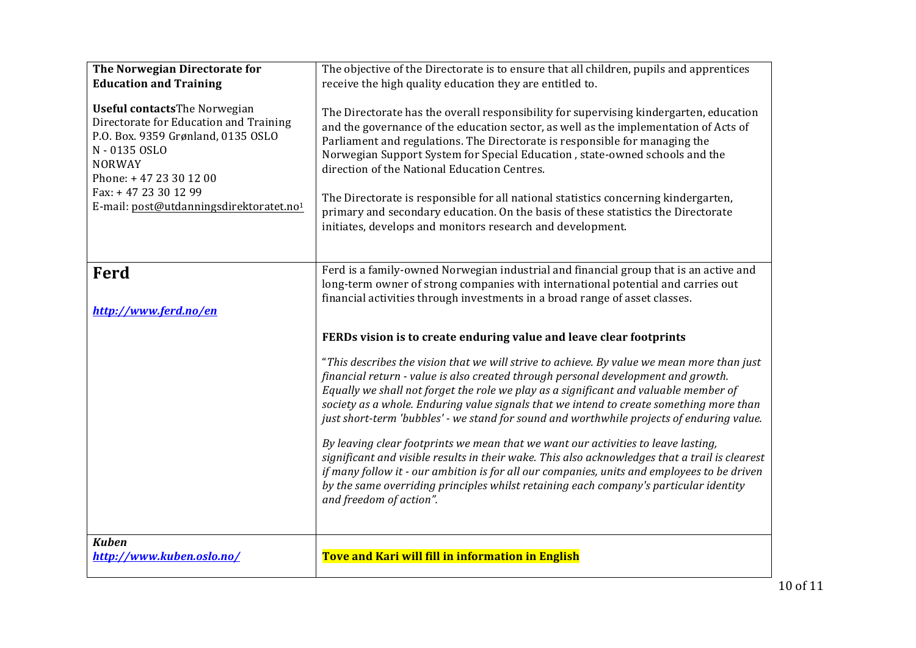| | |
|---|---|
| **The Norwegian Directorate for Education and Training**<br><br>**Useful contacts**The Norwegian Directorate for Education and Training<br>P.O. Box. 9359 Grønland, 0135 OSLO<br>N - 0135 OSLO<br>NORWAY<br>Phone: + 47 23 30 12 00<br>Fax: + 47 23 30 12 99<br>E-mail: post@utdanningsdirektoratet.no[1] | The objective of the Directorate is to ensure that all children, pupils and apprentices receive the high quality education they are entitled to.<br><br>The Directorate has the overall responsibility for supervising kindergarten, education and the governance of the education sector, as well as the implementation of Acts of Parliament and regulations. The Directorate is responsible for managing the Norwegian Support System for Special Education , state-owned schools and the direction of the National Education Centres.<br><br>The Directorate is responsible for all national statistics concerning kindergarten, primary and secondary education. On the basis of these statistics the Directorate initiates, develops and monitors research and development. |
| **Ferd**<br><br>***http://www.ferd.no/en*** | Ferd is a family-owned Norwegian industrial and financial group that is an active and long-term owner of strong companies with international potential and carries out financial activities through investments in a broad range of asset classes.<br><br>**FERDs vision is to create enduring value and leave clear footprints**<br><br>"*This describes the vision that we will strive to achieve. By value we mean more than just financial return - value is also created through personal development and growth. Equally we shall not forget the role we play as a significant and valuable member of society as a whole. Enduring value signals that we intend to create something more than just short-term 'bubbles' - we stand for sound and worthwhile projects of enduring value.*<br><br>*By leaving clear footprints we mean that we want our activities to leave lasting, significant and visible results in their wake. This also acknowledges that a trail is clearest if many follow it - our ambition is for all our companies, units and employees to be driven by the same overriding principles whilst retaining each company's particular identity and freedom of action".* |
| ***Kuben***<br>***http://www.kuben.oslo.no/*** | **Tove and Kari will fill in information in English** |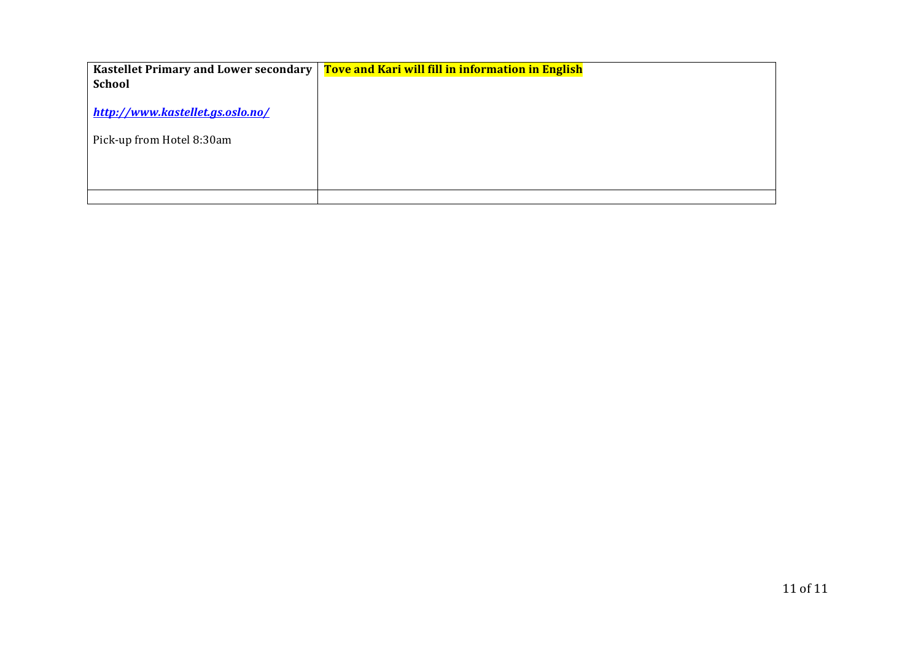| | |
|---|---|
| **Kastellet Primary and Lower secondary School**<br><br>***http://www.kastellet.gs.oslo.no/***<br><br>Pick-up from Hotel 8:30am | **Tove and Kari will fill in information in English** |
| | |